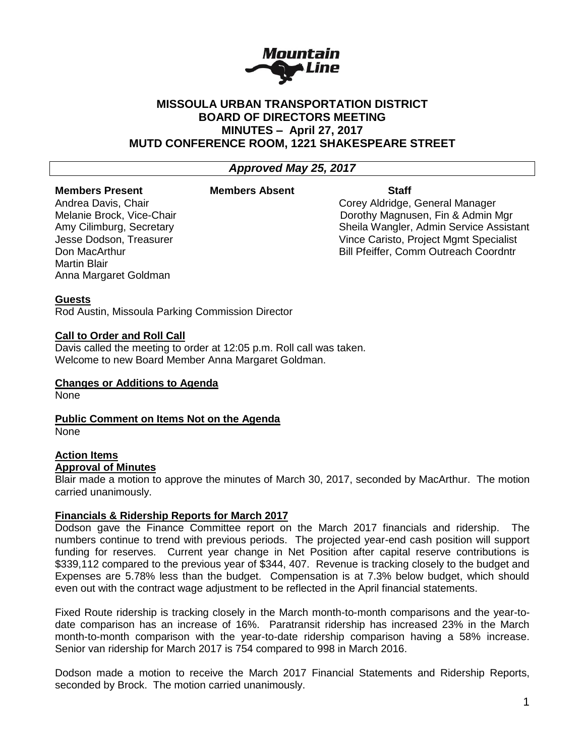# MISSOULA URBAN TRANSPORTATION DISTRICT
## BOARD OF DIRECTORS MEETING
## MINUTES – April 27, 2017
## MUTD CONFERENCE ROOM, 1221 SHAKESPEARE STREET

***Approved May 25, 2017***

| Members Present | Members Absent | Staff |
|---|---|---|
| Andrea Davis, Chair | | Corey Aldridge, General Manager |
| Melanie Brock, Vice-Chair | | Dorothy Magnusen, Fin & Admin Mgr |
| Amy Cilimburg, Secretary | | Sheila Wangler, Admin Service Assistant |
| Jesse Dodson, Treasurer | | Vince Caristo, Project Mgmt Specialist |
| Don MacArthur | | Bill Pfeiffer, Comm Outreach Coordntr |
| Martin Blair | | |
| Anna Margaret Goldman | | |

**Guests**

Rod Austin, Missoula Parking Commission Director

**Call to Order and Roll Call**

Davis called the meeting to order at 12:05 p.m. Roll call was taken.
Welcome to new Board Member Anna Margaret Goldman.

**Changes or Additions to Agenda**

None

**Public Comment on Items Not on the Agenda**

None

**Action Items**

**Approval of Minutes**

Blair made a motion to approve the minutes of March 30, 2017, seconded by MacArthur. The motion carried unanimously.

**Financials & Ridership Reports for March 2017**

Dodson gave the Finance Committee report on the March 2017 financials and ridership. The numbers continue to trend with previous periods. The projected year-end cash position will support funding for reserves. Current year change in Net Position after capital reserve contributions is \$339,112 compared to the previous year of \$344, 407. Revenue is tracking closely to the budget and Expenses are 5.78% less than the budget. Compensation is at 7.3% below budget, which should even out with the contract wage adjustment to be reflected in the April financial statements.

Fixed Route ridership is tracking closely in the March month-to-month comparisons and the year-to-date comparison has an increase of 16%. Paratransit ridership has increased 23% in the March month-to-month comparison with the year-to-date ridership comparison having a 58% increase. Senior van ridership for March 2017 is 754 compared to 998 in March 2016.

Dodson made a motion to receive the March 2017 Financial Statements and Ridership Reports, seconded by Brock. The motion carried unanimously.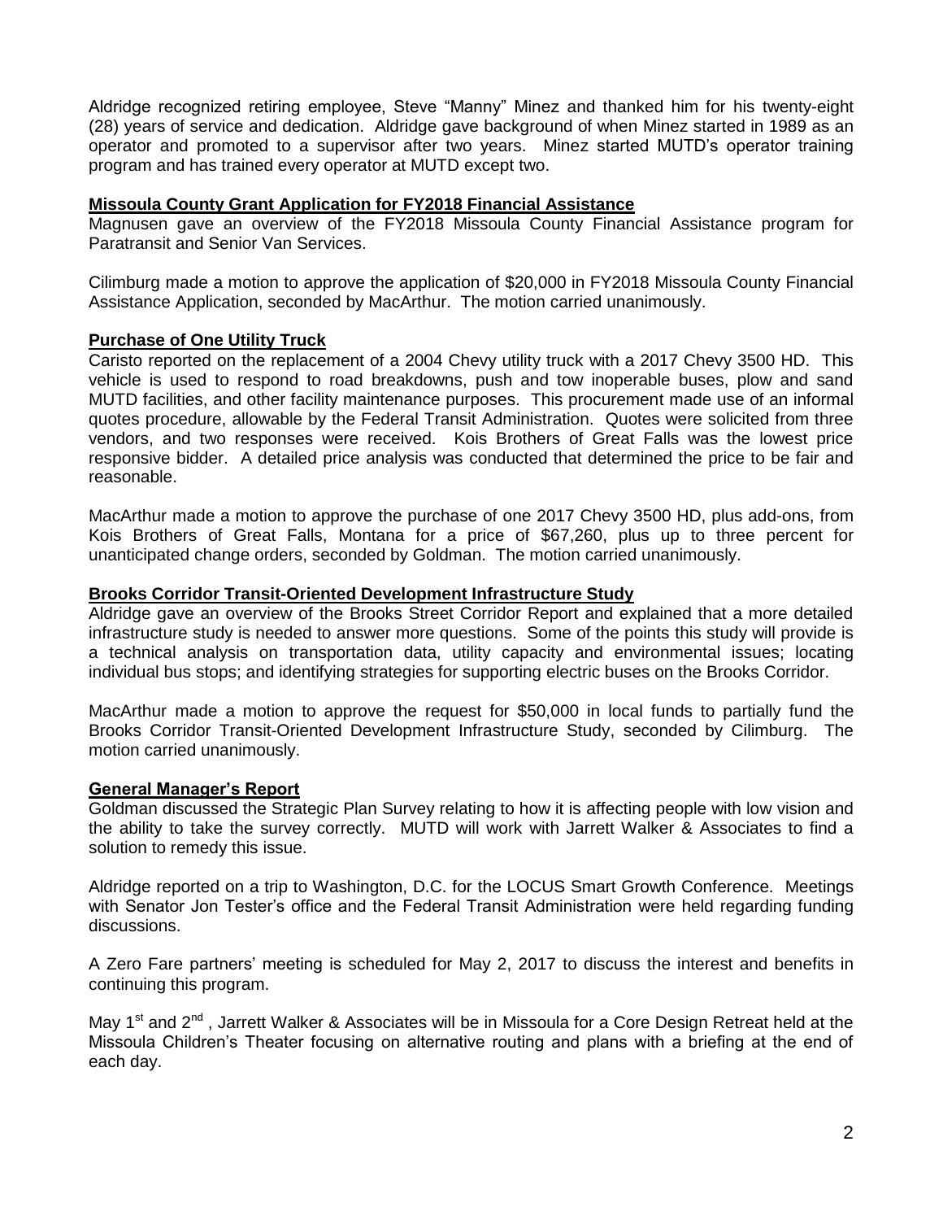Aldridge recognized retiring employee, Steve "Manny" Minez and thanked him for his twenty-eight (28) years of service and dedication. Aldridge gave background of when Minez started in 1989 as an operator and promoted to a supervisor after two years. Minez started MUTD's operator training program and has trained every operator at MUTD except two.

## Missoula County Grant Application for FY2018 Financial Assistance

Magnusen gave an overview of the FY2018 Missoula County Financial Assistance program for Paratransit and Senior Van Services.

Cilimburg made a motion to approve the application of $20,000 in FY2018 Missoula County Financial Assistance Application, seconded by MacArthur. The motion carried unanimously.

## Purchase of One Utility Truck

Caristo reported on the replacement of a 2004 Chevy utility truck with a 2017 Chevy 3500 HD. This vehicle is used to respond to road breakdowns, push and tow inoperable buses, plow and sand MUTD facilities, and other facility maintenance purposes. This procurement made use of an informal quotes procedure, allowable by the Federal Transit Administration. Quotes were solicited from three vendors, and two responses were received. Kois Brothers of Great Falls was the lowest price responsive bidder. A detailed price analysis was conducted that determined the price to be fair and reasonable.

MacArthur made a motion to approve the purchase of one 2017 Chevy 3500 HD, plus add-ons, from Kois Brothers of Great Falls, Montana for a price of $67,260, plus up to three percent for unanticipated change orders, seconded by Goldman. The motion carried unanimously.

## Brooks Corridor Transit-Oriented Development Infrastructure Study

Aldridge gave an overview of the Brooks Street Corridor Report and explained that a more detailed infrastructure study is needed to answer more questions. Some of the points this study will provide is a technical analysis on transportation data, utility capacity and environmental issues; locating individual bus stops; and identifying strategies for supporting electric buses on the Brooks Corridor.

MacArthur made a motion to approve the request for $50,000 in local funds to partially fund the Brooks Corridor Transit-Oriented Development Infrastructure Study, seconded by Cilimburg. The motion carried unanimously.

## General Manager's Report

Goldman discussed the Strategic Plan Survey relating to how it is affecting people with low vision and the ability to take the survey correctly. MUTD will work with Jarrett Walker & Associates to find a solution to remedy this issue.

Aldridge reported on a trip to Washington, D.C. for the LOCUS Smart Growth Conference. Meetings with Senator Jon Tester's office and the Federal Transit Administration were held regarding funding discussions.

A Zero Fare partners' meeting is scheduled for May 2, 2017 to discuss the interest and benefits in continuing this program.

May 1st and 2nd , Jarrett Walker & Associates will be in Missoula for a Core Design Retreat held at the Missoula Children's Theater focusing on alternative routing and plans with a briefing at the end of each day.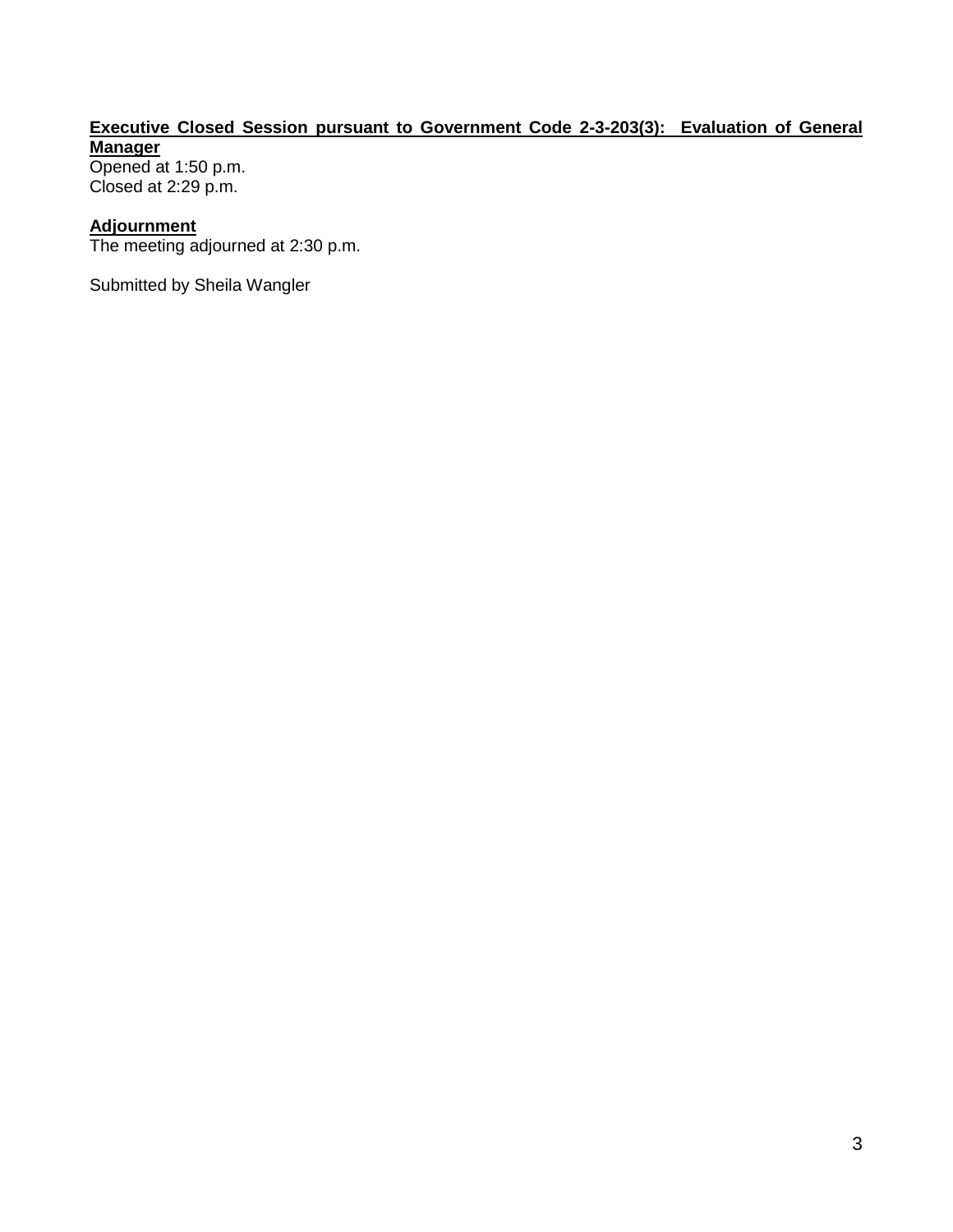**Executive Closed Session pursuant to Government Code 2-3-203(3): Evaluation of General Manager**

Opened at 1:50 p.m.
Closed at 2:29 p.m.

**Adjournment**

The meeting adjourned at 2:30 p.m.

Submitted by Sheila Wangler